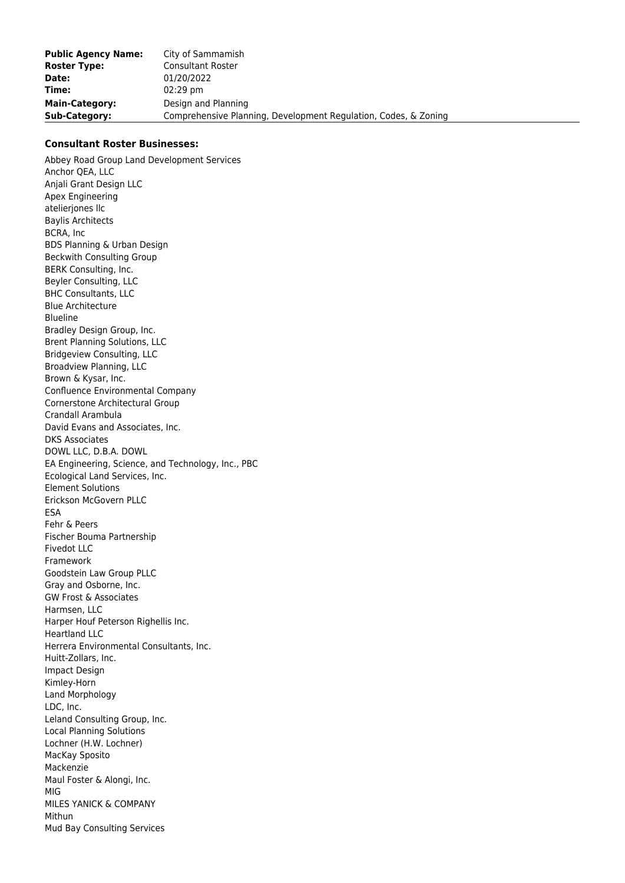| | |
|---|---|
| **Public Agency Name:** | City of Sammamish |
| **Roster Type:** | Consultant Roster |
| **Date:** | 01/20/2022 |
| **Time:** | 02:29 pm |
| **Main-Category:** | Design and Planning |
| **Sub-Category:** | Comprehensive Planning, Development Regulation, Codes, & Zoning |

**Consultant Roster Businesses:**

Abbey Road Group Land Development Services
Anchor QEA, LLC
Anjali Grant Design LLC
Apex Engineering
atelierjones llc
Baylis Architects
BCRA, Inc
BDS Planning & Urban Design
Beckwith Consulting Group
BERK Consulting, Inc.
Beyler Consulting, LLC
BHC Consultants, LLC
Blue Architecture
Blueline
Bradley Design Group, Inc.
Brent Planning Solutions, LLC
Bridgeview Consulting, LLC
Broadview Planning, LLC
Brown & Kysar, Inc.
Confluence Environmental Company
Cornerstone Architectural Group
Crandall Arambula
David Evans and Associates, Inc.
DKS Associates
DOWL LLC, D.B.A. DOWL
EA Engineering, Science, and Technology, Inc., PBC
Ecological Land Services, Inc.
Element Solutions
Erickson McGovern PLLC
ESA
Fehr & Peers
Fischer Bouma Partnership
Fivedot LLC
Framework
Goodstein Law Group PLLC
Gray and Osborne, Inc.
GW Frost & Associates
Harmsen, LLC
Harper Houf Peterson Righellis Inc.
Heartland LLC
Herrera Environmental Consultants, Inc.
Huitt-Zollars, Inc.
Impact Design
Kimley-Horn
Land Morphology
LDC, Inc.
Leland Consulting Group, Inc.
Local Planning Solutions
Lochner (H.W. Lochner)
MacKay Sposito
Mackenzie
Maul Foster & Alongi, Inc.
MIG
MILES YANICK & COMPANY
Mithun
Mud Bay Consulting Services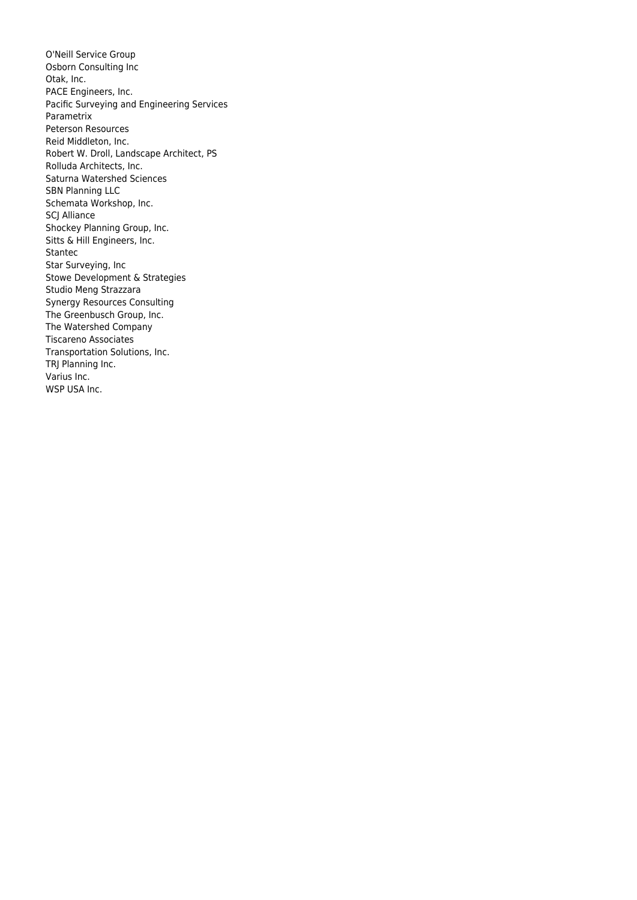O'Neill Service Group
Osborn Consulting Inc
Otak, Inc.
PACE Engineers, Inc.
Pacific Surveying and Engineering Services
Parametrix
Peterson Resources
Reid Middleton, Inc.
Robert W. Droll, Landscape Architect, PS
Rolluda Architects, Inc.
Saturna Watershed Sciences
SBN Planning LLC
Schemata Workshop, Inc.
SCJ Alliance
Shockey Planning Group, Inc.
Sitts & Hill Engineers, Inc.
Stantec
Star Surveying, Inc
Stowe Development & Strategies
Studio Meng Strazzara
Synergy Resources Consulting
The Greenbusch Group, Inc.
The Watershed Company
Tiscareno Associates
Transportation Solutions, Inc.
TRJ Planning Inc.
Varius Inc.
WSP USA Inc.